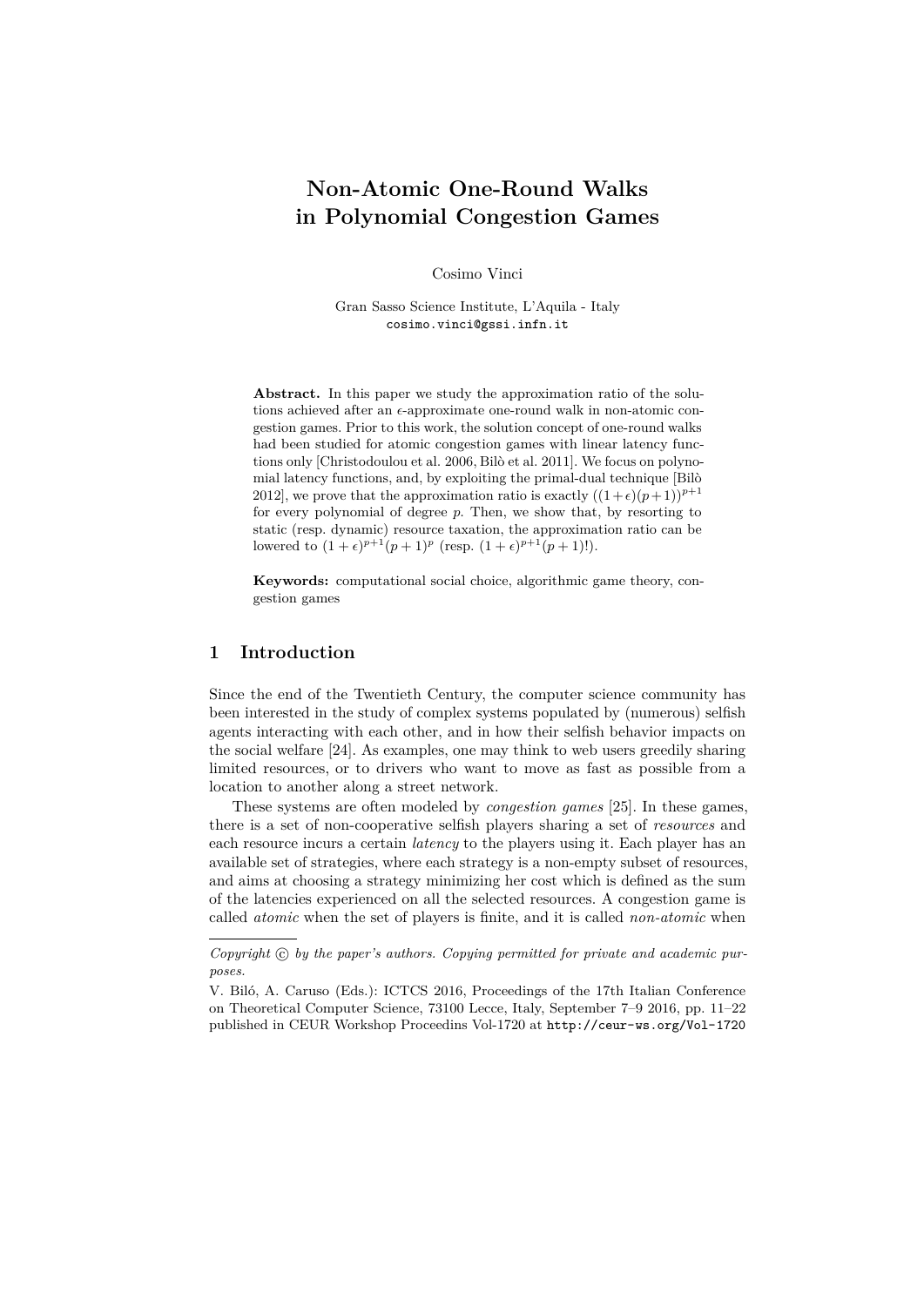# Non-Atomic One-Round Walks in Polynomial Congestion Games

Cosimo Vinci

Gran Sasso Science Institute, L'Aquila - Italy
cosimo.vinci@gssi.infn.it

**Abstract.** In this paper we study the approximation ratio of the solutions achieved after an $\epsilon$-approximate one-round walk in non-atomic congestion games. Prior to this work, the solution concept of one-round walks had been studied for atomic congestion games with linear latency functions only [Christodoulou et al. 2006, Bilò et al. 2011]. We focus on polynomial latency functions, and, by exploiting the primal-dual technique [Bilò 2012], we prove that the approximation ratio is exactly $((1+\epsilon)(p+1))^{p+1}$ for every polynomial of degree $p$. Then, we show that, by resorting to static (resp. dynamic) resource taxation, the approximation ratio can be lowered to $(1+\epsilon)^{p+1}(p+1)^p$ (resp. $(1+\epsilon)^{p+1}(p+1)!$).

**Keywords:** computational social choice, algorithmic game theory, congestion games

## 1 Introduction

Since the end of the Twentieth Century, the computer science community has been interested in the study of complex systems populated by (numerous) selfish agents interacting with each other, and in how their selfish behavior impacts on the social welfare [24]. As examples, one may think to web users greedily sharing limited resources, or to drivers who want to move as fast as possible from a location to another along a street network.

These systems are often modeled by *congestion games* [25]. In these games, there is a set of non-cooperative selfish players sharing a set of *resources* and each resource incurs a certain *latency* to the players using it. Each player has an available set of strategies, where each strategy is a non-empty subset of resources, and aims at choosing a strategy minimizing her cost which is defined as the sum of the latencies experienced on all the selected resources. A congestion game is called *atomic* when the set of players is finite, and it is called *non-atomic* when

---

*Copyright © by the paper's authors. Copying permitted for private and academic purposes.*

V. Biló, A. Caruso (Eds.): ICTCS 2016, Proceedings of the 17th Italian Conference on Theoretical Computer Science, 73100 Lecce, Italy, September 7–9 2016, pp. 11–22 published in CEUR Workshop Proceedins Vol-1720 at http://ceur-ws.org/Vol-1720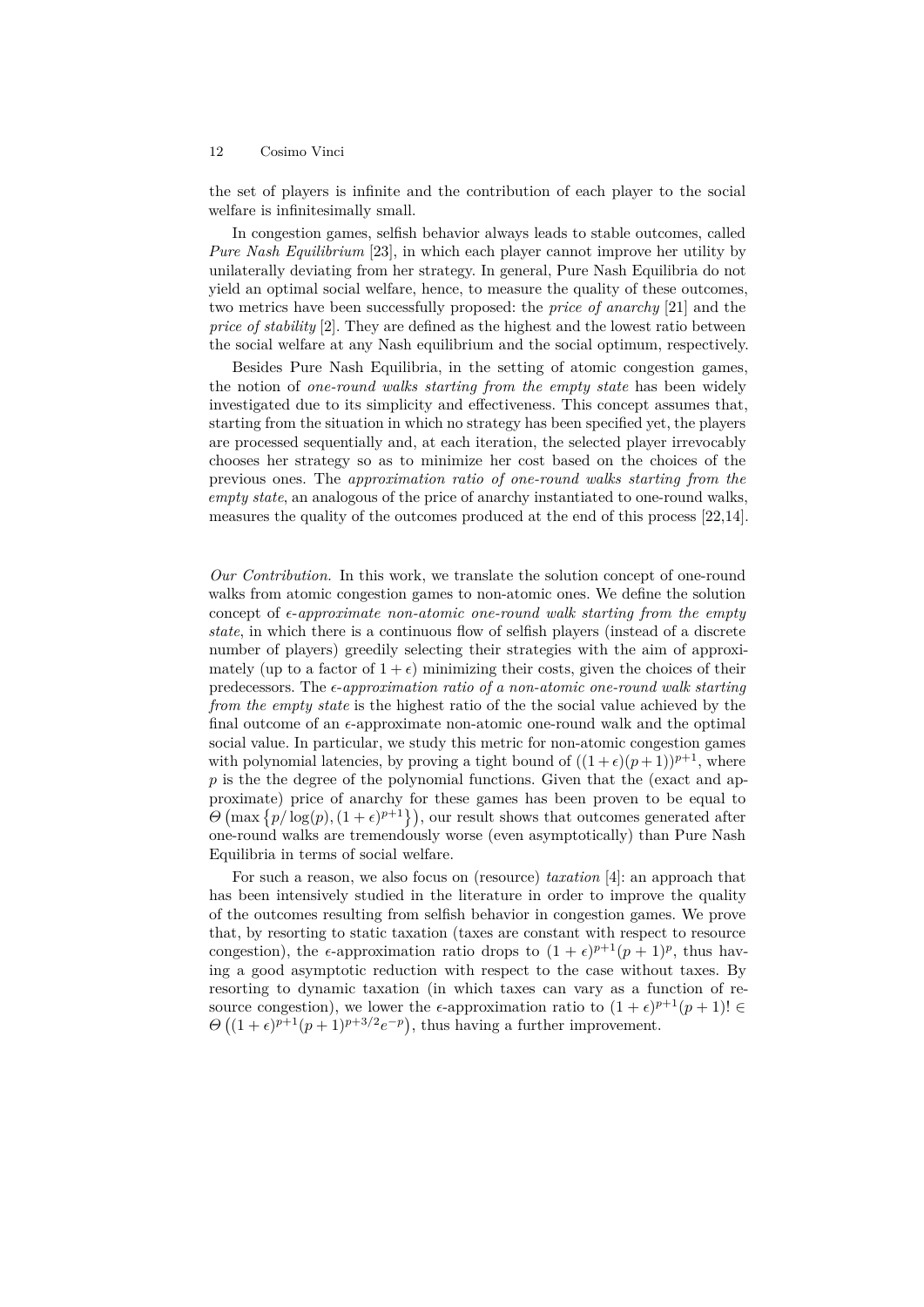the set of players is infinite and the contribution of each player to the social welfare is infinitesimally small.

In congestion games, selfish behavior always leads to stable outcomes, called *Pure Nash Equilibrium* [23], in which each player cannot improve her utility by unilaterally deviating from her strategy. In general, Pure Nash Equilibria do not yield an optimal social welfare, hence, to measure the quality of these outcomes, two metrics have been successfully proposed: the *price of anarchy* [21] and the *price of stability* [2]. They are defined as the highest and the lowest ratio between the social welfare at any Nash equilibrium and the social optimum, respectively.

Besides Pure Nash Equilibria, in the setting of atomic congestion games, the notion of *one-round walks starting from the empty state* has been widely investigated due to its simplicity and effectiveness. This concept assumes that, starting from the situation in which no strategy has been specified yet, the players are processed sequentially and, at each iteration, the selected player irrevocably chooses her strategy so as to minimize her cost based on the choices of the previous ones. The *approximation ratio of one-round walks starting from the empty state*, an analogous of the price of anarchy instantiated to one-round walks, measures the quality of the outcomes produced at the end of this process [22,14].

*Our Contribution.* In this work, we translate the solution concept of one-round walks from atomic congestion games to non-atomic ones. We define the solution concept of *$\epsilon$-approximate non-atomic one-round walk starting from the empty state*, in which there is a continuous flow of selfish players (instead of a discrete number of players) greedily selecting their strategies with the aim of approximately (up to a factor of $1+\epsilon$) minimizing their costs, given the choices of their predecessors. The *$\epsilon$-approximation ratio of a non-atomic one-round walk starting from the empty state* is the highest ratio of the the social value achieved by the final outcome of an $\epsilon$-approximate non-atomic one-round walk and the optimal social value. In particular, we study this metric for non-atomic congestion games with polynomial latencies, by proving a tight bound of $((1+\epsilon)(p+1))^{p+1}$, where $p$ is the the degree of the polynomial functions. Given that the (exact and approximate) price of anarchy for these games has been proven to be equal to $\Theta\left(\max\left\{p/\log(p),(1+\epsilon)^{p+1}\right\}\right)$, our result shows that outcomes generated after one-round walks are tremendously worse (even asymptotically) than Pure Nash Equilibria in terms of social welfare.

For such a reason, we also focus on (resource) *taxation* [4]: an approach that has been intensively studied in the literature in order to improve the quality of the outcomes resulting from selfish behavior in congestion games. We prove that, by resorting to static taxation (taxes are constant with respect to resource congestion), the $\epsilon$-approximation ratio drops to $(1+\epsilon)^{p+1}(p+1)^p$, thus having a good asymptotic reduction with respect to the case without taxes. By resorting to dynamic taxation (in which taxes can vary as a function of resource congestion), we lower the $\epsilon$-approximation ratio to $(1+\epsilon)^{p+1}(p+1)! \in \Theta\left((1+\epsilon)^{p+1}(p+1)^{p+3/2}e^{-p}\right)$, thus having a further improvement.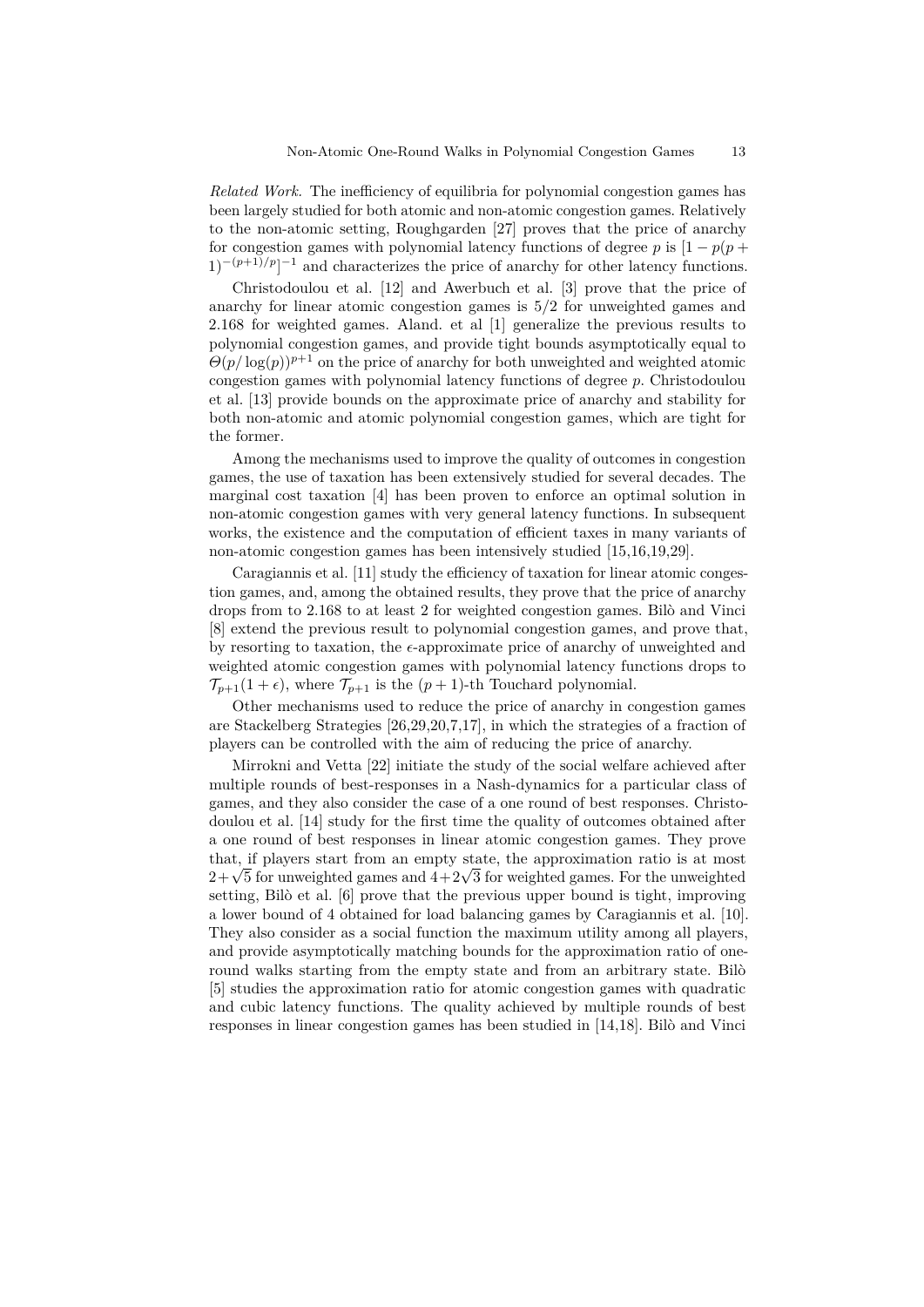*Related Work.* The inefficiency of equilibria for polynomial congestion games has been largely studied for both atomic and non-atomic congestion games. Relatively to the non-atomic setting, Roughgarden [27] proves that the price of anarchy for congestion games with polynomial latency functions of degree $p$ is $[1 - p(p+1)^{-(p+1)/p}]^{-1}$ and characterizes the price of anarchy for other latency functions.

Christodoulou et al. [12] and Awerbuch et al. [3] prove that the price of anarchy for linear atomic congestion games is $5/2$ for unweighted games and 2.168 for weighted games. Aland. et al [1] generalize the previous results to polynomial congestion games, and provide tight bounds asymptotically equal to $\Theta(p/\log(p))^{p+1}$ on the price of anarchy for both unweighted and weighted atomic congestion games with polynomial latency functions of degree $p$. Christodoulou et al. [13] provide bounds on the approximate price of anarchy and stability for both non-atomic and atomic polynomial congestion games, which are tight for the former.

Among the mechanisms used to improve the quality of outcomes in congestion games, the use of taxation has been extensively studied for several decades. The marginal cost taxation [4] has been proven to enforce an optimal solution in non-atomic congestion games with very general latency functions. In subsequent works, the existence and the computation of efficient taxes in many variants of non-atomic congestion games has been intensively studied [15,16,19,29].

Caragiannis et al. [11] study the efficiency of taxation for linear atomic congestion games, and, among the obtained results, they prove that the price of anarchy drops from to 2.168 to at least 2 for weighted congestion games. Bilò and Vinci [8] extend the previous result to polynomial congestion games, and prove that, by resorting to taxation, the $\epsilon$-approximate price of anarchy of unweighted and weighted atomic congestion games with polynomial latency functions drops to $\mathcal{T}_{p+1}(1+\epsilon)$, where $\mathcal{T}_{p+1}$ is the $(p+1)$-th Touchard polynomial.

Other mechanisms used to reduce the price of anarchy in congestion games are Stackelberg Strategies [26,29,20,7,17], in which the strategies of a fraction of players can be controlled with the aim of reducing the price of anarchy.

Mirrokni and Vetta [22] initiate the study of the social welfare achieved after multiple rounds of best-responses in a Nash-dynamics for a particular class of games, and they also consider the case of a one round of best responses. Christodoulou et al. [14] study for the first time the quality of outcomes obtained after a one round of best responses in linear atomic congestion games. They prove that, if players start from an empty state, the approximation ratio is at most $2+\sqrt{5}$ for unweighted games and $4+2\sqrt{3}$ for weighted games. For the unweighted setting, Bilò et al. [6] prove that the previous upper bound is tight, improving a lower bound of 4 obtained for load balancing games by Caragiannis et al. [10]. They also consider as a social function the maximum utility among all players, and provide asymptotically matching bounds for the approximation ratio of one-round walks starting from the empty state and from an arbitrary state. Bilò [5] studies the approximation ratio for atomic congestion games with quadratic and cubic latency functions. The quality achieved by multiple rounds of best responses in linear congestion games has been studied in [14,18]. Bilò and Vinci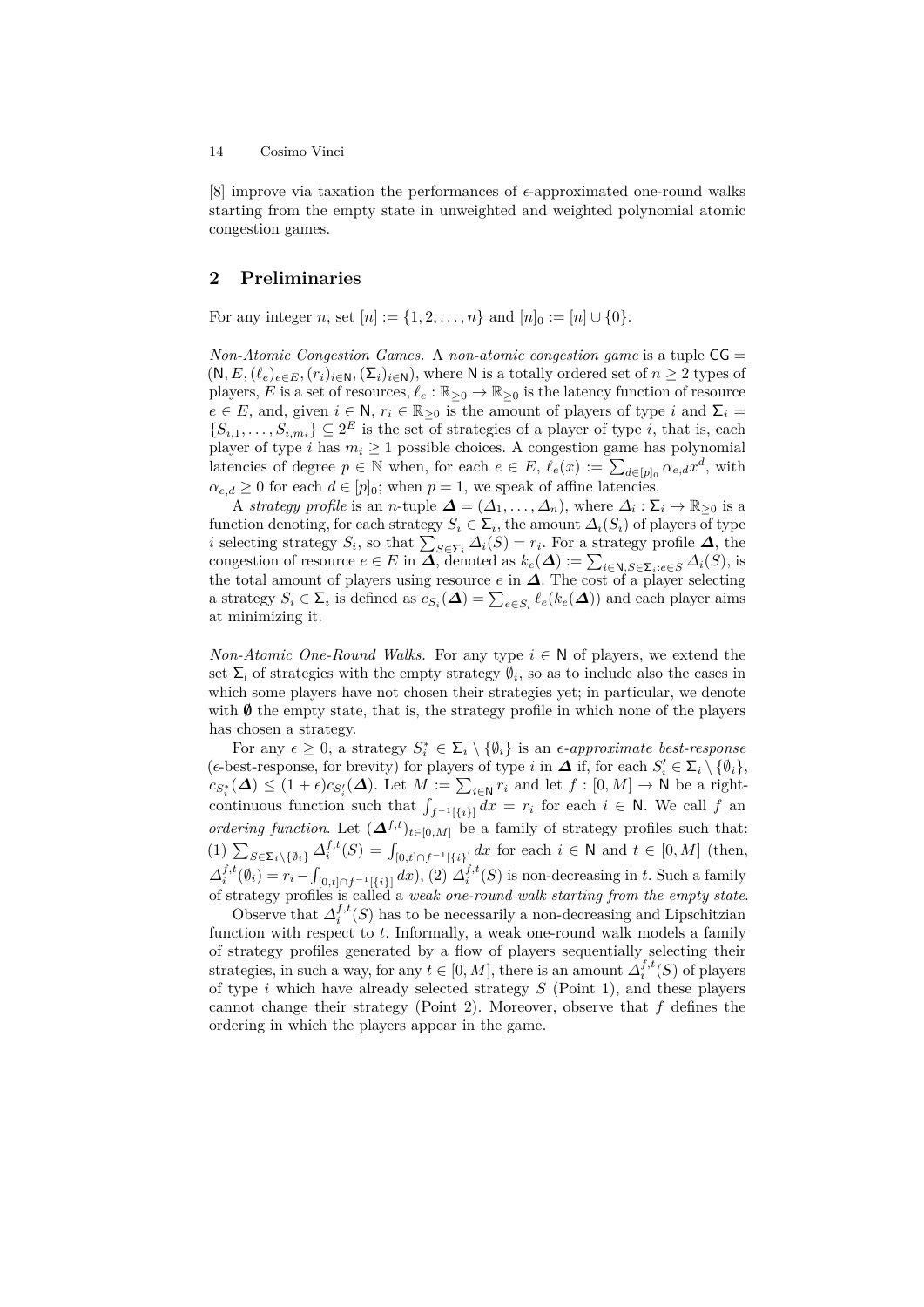[8] improve via taxation the performances of $\epsilon$-approximated one-round walks starting from the empty state in unweighted and weighted polynomial atomic congestion games.

## 2 Preliminaries

For any integer $n$, set $[n] := \{1, 2, \ldots, n\}$ and $[n]_0 := [n] \cup \{0\}$.

*Non-Atomic Congestion Games.* A *non-atomic congestion game* is a tuple $\mathsf{CG} = (\mathsf{N}, E, (\ell_e)_{e \in E}, (r_i)_{i \in \mathsf{N}}, (\Sigma_i)_{i \in \mathsf{N}})$, where $\mathsf{N}$ is a totally ordered set of $n \geq 2$ types of players, $E$ is a set of resources, $\ell_e : \mathbb{R}_{\geq 0} \to \mathbb{R}_{\geq 0}$ is the latency function of resource $e \in E$, and, given $i \in \mathsf{N}$, $r_i \in \mathbb{R}_{\geq 0}$ is the amount of players of type $i$ and $\Sigma_i = \{S_{i,1}, \ldots, S_{i,m_i}\} \subseteq 2^E$ is the set of strategies of a player of type $i$, that is, each player of type $i$ has $m_i \geq 1$ possible choices. A congestion game has polynomial latencies of degree $p \in \mathbb{N}$ when, for each $e \in E$, $\ell_e(x) := \sum_{d \in [p]_0} \alpha_{e,d} x^d$, with $\alpha_{e,d} \geq 0$ for each $d \in [p]_0$; when $p = 1$, we speak of affine latencies.

A *strategy profile* is an $n$-tuple $\boldsymbol{\Delta} = (\Delta_1, \ldots, \Delta_n)$, where $\Delta_i : \Sigma_i \to \mathbb{R}_{\geq 0}$ is a function denoting, for each strategy $S_i \in \Sigma_i$, the amount $\Delta_i(S_i)$ of players of type $i$ selecting strategy $S_i$, so that $\sum_{S \in \Sigma_i} \Delta_i(S) = r_i$. For a strategy profile $\boldsymbol{\Delta}$, the congestion of resource $e \in E$ in $\boldsymbol{\Delta}$, denoted as $k_e(\boldsymbol{\Delta}) := \sum_{i \in \mathsf{N}, S \in \Sigma_i : e \in S} \Delta_i(S)$, is the total amount of players using resource $e$ in $\boldsymbol{\Delta}$. The cost of a player selecting a strategy $S_i \in \Sigma_i$ is defined as $c_{S_i}(\boldsymbol{\Delta}) = \sum_{e \in S_i} \ell_e(k_e(\boldsymbol{\Delta}))$ and each player aims at minimizing it.

*Non-Atomic One-Round Walks.* For any type $i \in \mathsf{N}$ of players, we extend the set $\Sigma_i$ of strategies with the empty strategy $\emptyset_i$, so as to include also the cases in which some players have not chosen their strategies yet; in particular, we denote with $\emptyset$ the empty state, that is, the strategy profile in which none of the players has chosen a strategy.

For any $\epsilon \geq 0$, a strategy $S_i^* \in \Sigma_i \setminus \{\emptyset_i\}$ is an $\epsilon$-*approximate best-response* ($\epsilon$-best-response, for brevity) for players of type $i$ in $\boldsymbol{\Delta}$ if, for each $S_i' \in \Sigma_i \setminus \{\emptyset_i\}$, $c_{S_i^*}(\boldsymbol{\Delta}) \leq (1 + \epsilon) c_{S_i'}(\boldsymbol{\Delta})$. Let $M := \sum_{i \in \mathsf{N}} r_i$ and let $f : [0, M] \to \mathsf{N}$ be a right-continuous function such that $\int_{f^{-1}[\{i\}]} dx = r_i$ for each $i \in \mathsf{N}$. We call $f$ an *ordering function*. Let $(\boldsymbol{\Delta}^{f,t})_{t \in [0,M]}$ be a family of strategy profiles such that: (1) $\sum_{S \in \Sigma_i \setminus \{\emptyset_i\}} \Delta_i^{f,t}(S) = \int_{[0,t] \cap f^{-1}[\{i\}]} dx$ for each $i \in \mathsf{N}$ and $t \in [0, M]$ (then, $\Delta_i^{f,t}(\emptyset_i) = r_i - \int_{[0,t] \cap f^{-1}[\{i\}]} dx$), (2) $\Delta_i^{f,t}(S)$ is non-decreasing in $t$. Such a family of strategy profiles is called a *weak one-round walk starting from the empty state*.

Observe that $\Delta_i^{f,t}(S)$ has to be necessarily a non-decreasing and Lipschitzian function with respect to $t$. Informally, a weak one-round walk models a family of strategy profiles generated by a flow of players sequentially selecting their strategies, in such a way, for any $t \in [0, M]$, there is an amount $\Delta_i^{f,t}(S)$ of players of type $i$ which have already selected strategy $S$ (Point 1), and these players cannot change their strategy (Point 2). Moreover, observe that $f$ defines the ordering in which the players appear in the game.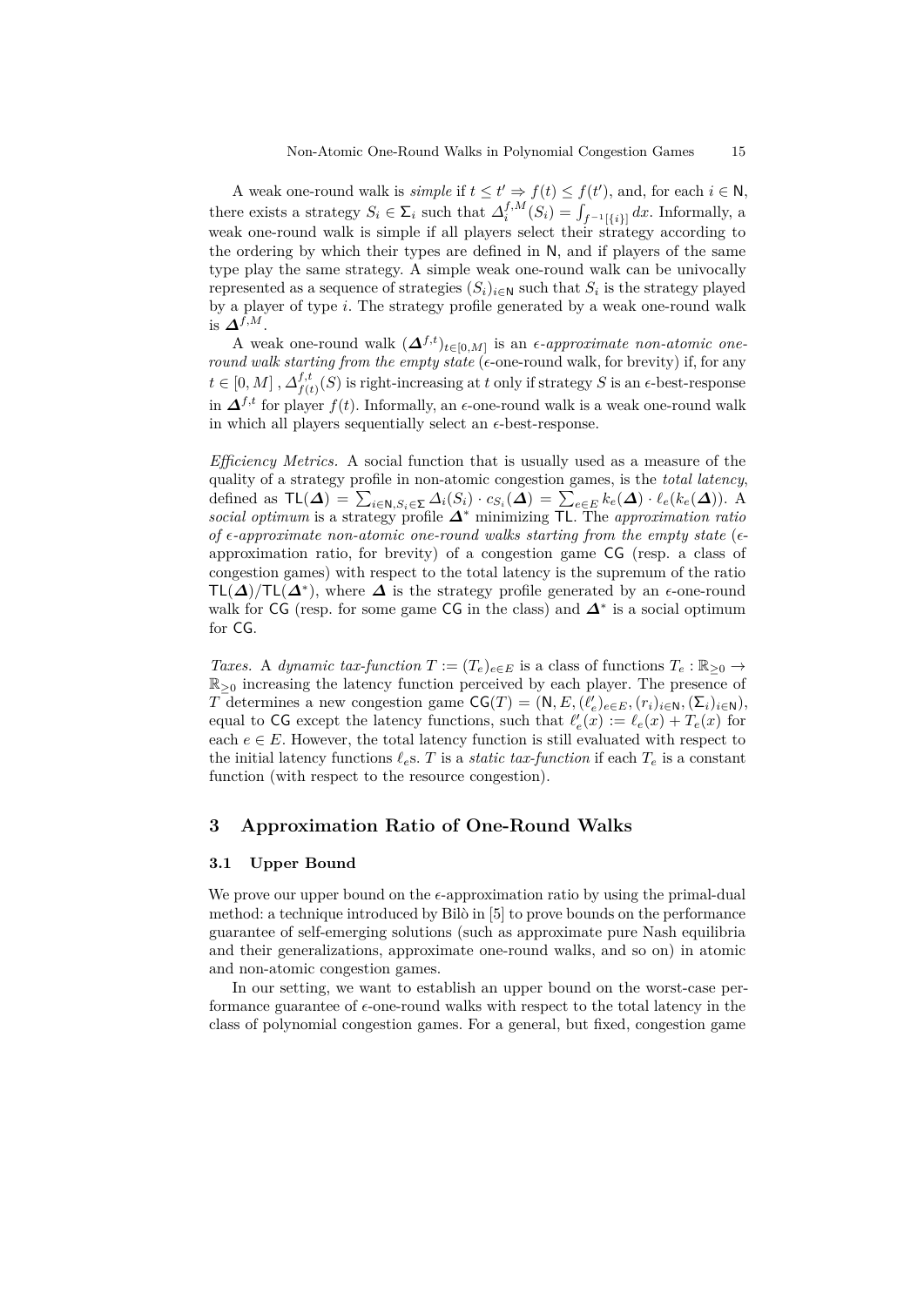A weak one-round walk is *simple* if $t \leq t' \Rightarrow f(t) \leq f(t')$, and, for each $i \in \mathsf{N}$, there exists a strategy $S_i \in \Sigma_i$ such that $\Delta_i^{f,M}(S_i) = \int_{f^{-1}[\{i\}]} dx$. Informally, a weak one-round walk is simple if all players select their strategy according to the ordering by which their types are defined in $\mathsf{N}$, and if players of the same type play the same strategy. A simple weak one-round walk can be univocally represented as a sequence of strategies $(S_i)_{i \in \mathsf{N}}$ such that $S_i$ is the strategy played by a player of type $i$. The strategy profile generated by a weak one-round walk is $\boldsymbol{\Delta}^{f,M}$.

A weak one-round walk $(\boldsymbol{\Delta}^{f,t})_{t \in [0,M]}$ is an *$\epsilon$-approximate non-atomic one-round walk starting from the empty state* ($\epsilon$-one-round walk, for brevity) if, for any $t \in [0, M]$ , $\Delta_{f(t)}^{f,t}(S)$ is right-increasing at $t$ only if strategy $S$ is an $\epsilon$-best-response in $\boldsymbol{\Delta}^{f,t}$ for player $f(t)$. Informally, an $\epsilon$-one-round walk is a weak one-round walk in which all players sequentially select an $\epsilon$-best-response.

*Efficiency Metrics.* A social function that is usually used as a measure of the quality of a strategy profile in non-atomic congestion games, is the *total latency*, defined as $\mathsf{TL}(\boldsymbol{\Delta}) = \sum_{i \in \mathsf{N}, S_i \in \Sigma} \Delta_i(S_i) \cdot c_{S_i}(\boldsymbol{\Delta}) = \sum_{e \in E} k_e(\boldsymbol{\Delta}) \cdot \ell_e(k_e(\boldsymbol{\Delta}))$. A *social optimum* is a strategy profile $\boldsymbol{\Delta}^*$ minimizing $\mathsf{TL}$. The *approximation ratio of $\epsilon$-approximate non-atomic one-round walks starting from the empty state* ($\epsilon$-approximation ratio, for brevity) of a congestion game $\mathsf{CG}$ (resp. a class of congestion games) with respect to the total latency is the supremum of the ratio $\mathsf{TL}(\boldsymbol{\Delta})/\mathsf{TL}(\boldsymbol{\Delta}^*)$, where $\boldsymbol{\Delta}$ is the strategy profile generated by an $\epsilon$-one-round walk for $\mathsf{CG}$ (resp. for some game $\mathsf{CG}$ in the class) and $\boldsymbol{\Delta}^*$ is a social optimum for $\mathsf{CG}$.

*Taxes.* A *dynamic tax-function* $T := (T_e)_{e \in E}$ is a class of functions $T_e : \mathbb{R}_{\geq 0} \to \mathbb{R}_{\geq 0}$ increasing the latency function perceived by each player. The presence of $T$ determines a new congestion game $\mathsf{CG}(T) = (\mathsf{N}, E, (\ell'_e)_{e \in E}, (r_i)_{i \in \mathsf{N}}, (\Sigma_i)_{i \in \mathsf{N}})$, equal to $\mathsf{CG}$ except the latency functions, such that $\ell'_e(x) := \ell_e(x) + T_e(x)$ for each $e \in E$. However, the total latency function is still evaluated with respect to the initial latency functions $\ell_e$s. $T$ is a *static tax-function* if each $T_e$ is a constant function (with respect to the resource congestion).

## 3 Approximation Ratio of One-Round Walks

### 3.1 Upper Bound

We prove our upper bound on the $\epsilon$-approximation ratio by using the primal-dual method: a technique introduced by Bilò in [5] to prove bounds on the performance guarantee of self-emerging solutions (such as approximate pure Nash equilibria and their generalizations, approximate one-round walks, and so on) in atomic and non-atomic congestion games.

In our setting, we want to establish an upper bound on the worst-case performance guarantee of $\epsilon$-one-round walks with respect to the total latency in the class of polynomial congestion games. For a general, but fixed, congestion game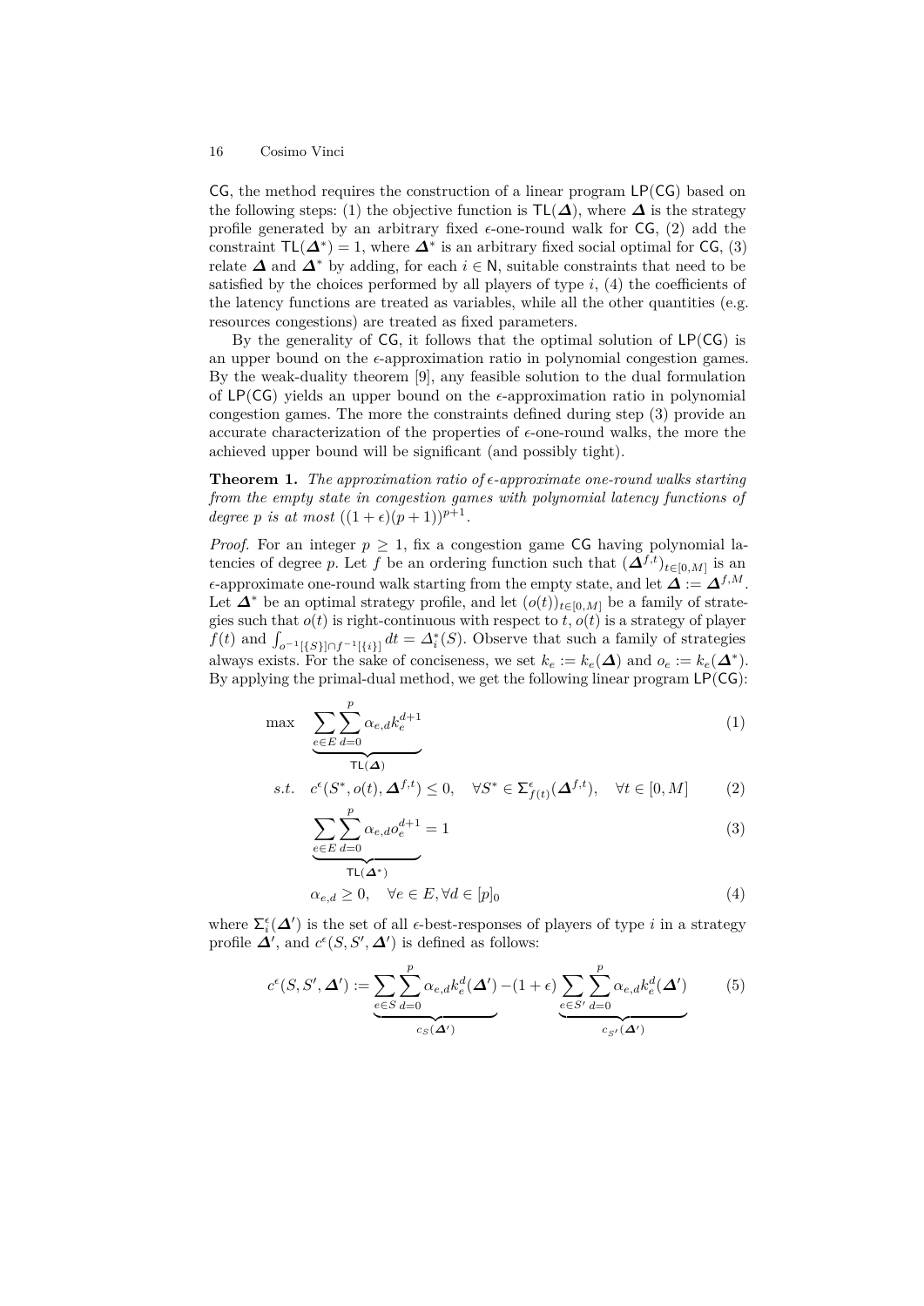$\mathsf{CG}$, the method requires the construction of a linear program $\mathsf{LP}(\mathsf{CG})$ based on the following steps: (1) the objective function is $\mathsf{TL}(\boldsymbol{\Delta})$, where $\boldsymbol{\Delta}$ is the strategy profile generated by an arbitrary fixed $\epsilon$-one-round walk for $\mathsf{CG}$, (2) add the constraint $\mathsf{TL}(\boldsymbol{\Delta}^*) = 1$, where $\boldsymbol{\Delta}^*$ is an arbitrary fixed social optimal for $\mathsf{CG}$, (3) relate $\boldsymbol{\Delta}$ and $\boldsymbol{\Delta}^*$ by adding, for each $i \in \mathsf{N}$, suitable constraints that need to be satisfied by the choices performed by all players of type $i$, (4) the coefficients of the latency functions are treated as variables, while all the other quantities (e.g. resources congestions) are treated as fixed parameters.

By the generality of $\mathsf{CG}$, it follows that the optimal solution of $\mathsf{LP}(\mathsf{CG})$ is an upper bound on the $\epsilon$-approximation ratio in polynomial congestion games. By the weak-duality theorem [9], any feasible solution to the dual formulation of $\mathsf{LP}(\mathsf{CG})$ yields an upper bound on the $\epsilon$-approximation ratio in polynomial congestion games. The more the constraints defined during step (3) provide an accurate characterization of the properties of $\epsilon$-one-round walks, the more the achieved upper bound will be significant (and possibly tight).

**Theorem 1.** *The approximation ratio of $\epsilon$-approximate one-round walks starting from the empty state in congestion games with polynomial latency functions of degree $p$ is at most $((1+\epsilon)(p+1))^{p+1}$.*

*Proof.* For an integer $p \geq 1$, fix a congestion game $\mathsf{CG}$ having polynomial latencies of degree $p$. Let $f$ be an ordering function such that $(\boldsymbol{\Delta}^{f,t})_{t \in [0,M]}$ is an $\epsilon$-approximate one-round walk starting from the empty state, and let $\boldsymbol{\Delta} := \boldsymbol{\Delta}^{f,M}$. Let $\boldsymbol{\Delta}^*$ be an optimal strategy profile, and let $(o(t))_{t \in [0,M]}$ be a family of strategies such that $o(t)$ is right-continuous with respect to $t$, $o(t)$ is a strategy of player $f(t)$ and $\int_{o^{-1}[\{S\}] \cap f^{-1}[\{i\}]} dt = \Delta_i^*(S)$. Observe that such a family of strategies always exists. For the sake of conciseness, we set $k_e := k_e(\boldsymbol{\Delta})$ and $o_e := k_e(\boldsymbol{\Delta}^*)$. By applying the primal-dual method, we get the following linear program $\mathsf{LP}(\mathsf{CG})$:

$$\max \quad \underbrace{\sum_{e \in E} \sum_{d=0}^{p} \alpha_{e,d} k_e^{d+1}}_{\mathsf{TL}(\boldsymbol{\Delta})} \tag{1}$$

$$s.t. \quad c^{\epsilon}(S^*, o(t), \boldsymbol{\Delta}^{f,t}) \leq 0, \quad \forall S^* \in \Sigma_{f(t)}^{\epsilon}(\boldsymbol{\Delta}^{f,t}), \quad \forall t \in [0, M] \tag{2}$$

$$\underbrace{\sum_{e \in E} \sum_{d=0}^{p} \alpha_{e,d} o_e^{d+1}}_{\mathsf{TL}(\boldsymbol{\Delta}^*)} = 1 \tag{3}$$

$$\alpha_{e,d} \geq 0, \quad \forall e \in E, \forall d \in [p]_0 \tag{4}$$

where $\Sigma_i^{\epsilon}(\boldsymbol{\Delta}')$ is the set of all $\epsilon$-best-responses of players of type $i$ in a strategy profile $\boldsymbol{\Delta}'$, and $c^{\epsilon}(S, S', \boldsymbol{\Delta}')$ is defined as follows:

$$c^{\epsilon}(S, S', \boldsymbol{\Delta}') := \underbrace{\sum_{e \in S} \sum_{d=0}^{p} \alpha_{e,d} k_e^d(\boldsymbol{\Delta}')}_{c_S(\boldsymbol{\Delta}')} - (1+\epsilon) \underbrace{\sum_{e \in S'} \sum_{d=0}^{p} \alpha_{e,d} k_e^d(\boldsymbol{\Delta}')}_{c_{S'}(\boldsymbol{\Delta}')} \tag{5}$$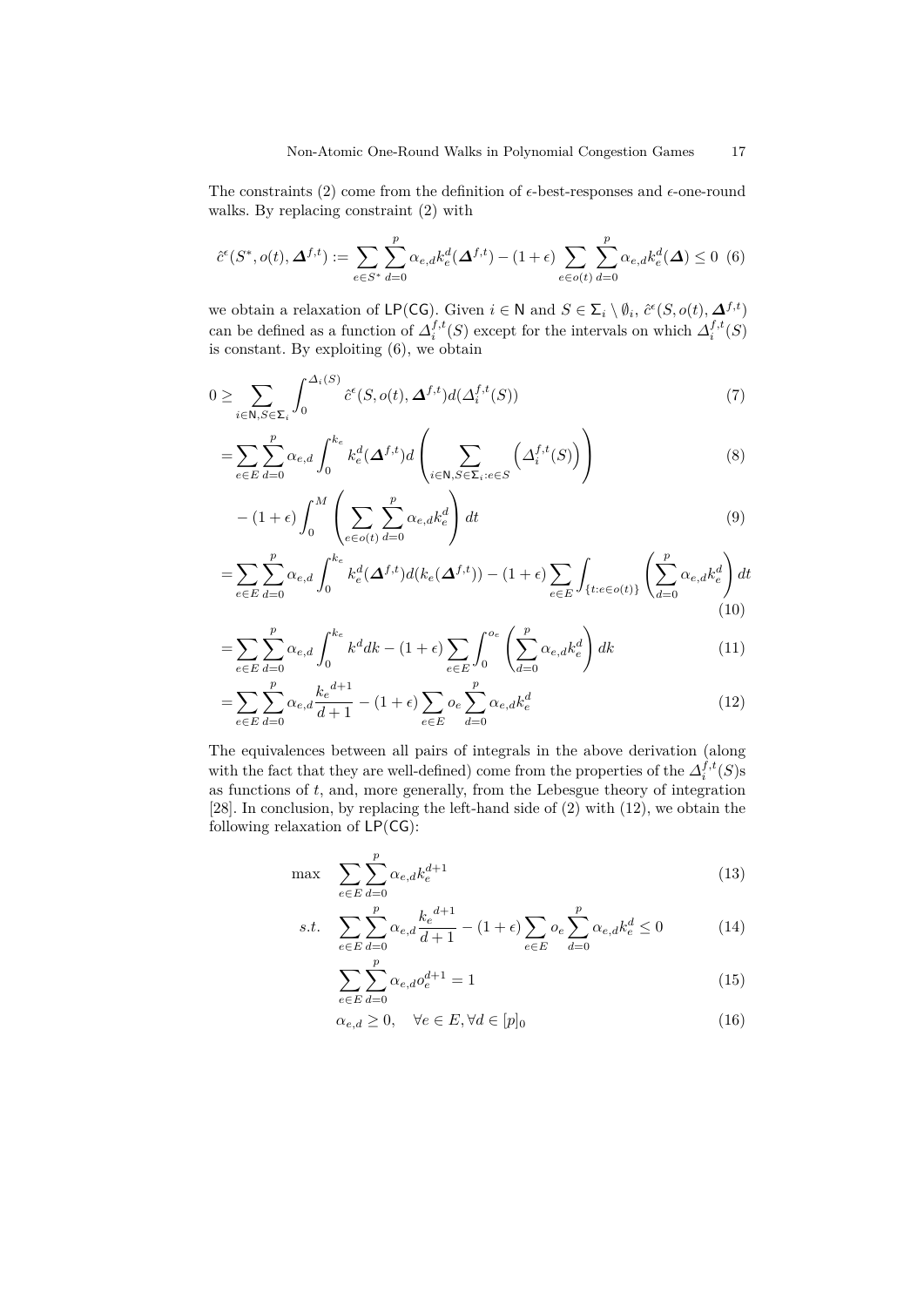The constraints (2) come from the definition of $\epsilon$-best-responses and $\epsilon$-one-round walks. By replacing constraint (2) with

$$\hat{c}^\epsilon(S^*, o(t), \boldsymbol{\Delta}^{f,t}) := \sum_{e \in S^*} \sum_{d=0}^{p} \alpha_{e,d} k_e^d(\boldsymbol{\Delta}^{f,t}) - (1+\epsilon) \sum_{e \in o(t)} \sum_{d=0}^{p} \alpha_{e,d} k_e^d(\boldsymbol{\Delta}) \leq 0 \quad (6)$$

we obtain a relaxation of $\mathsf{LP}(\mathsf{CG})$. Given $i \in \mathsf{N}$ and $S \in \boldsymbol{\Sigma}_i \setminus \emptyset_i$, $\hat{c}^\epsilon(S, o(t), \boldsymbol{\Delta}^{f,t})$ can be defined as a function of $\Delta_i^{f,t}(S)$ except for the intervals on which $\Delta_i^{f,t}(S)$ is constant. By exploiting (6), we obtain

$$0 \geq \sum_{i \in \mathsf{N}, S \in \boldsymbol{\Sigma}_i} \int_0^{\Delta_i(S)} \hat{c}^\epsilon(S, o(t), \boldsymbol{\Delta}^{f,t}) d(\Delta_i^{f,t}(S)) \quad (7)$$

$$= \sum_{e \in E} \sum_{d=0}^{p} \alpha_{e,d} \int_0^{k_e} k_e^d(\boldsymbol{\Delta}^{f,t}) d\left( \sum_{i \in \mathsf{N}, S \in \boldsymbol{\Sigma}_i : e \in S} \left( \Delta_i^{f,t}(S) \right) \right) \quad (8)$$

$$- (1+\epsilon) \int_0^M \left( \sum_{e \in o(t)} \sum_{d=0}^{p} \alpha_{e,d} k_e^d \right) dt \quad (9)$$

$$= \sum_{e \in E} \sum_{d=0}^{p} \alpha_{e,d} \int_0^{k_e} k_e^d(\boldsymbol{\Delta}^{f,t}) d(k_e(\boldsymbol{\Delta}^{f,t})) - (1+\epsilon) \sum_{e \in E} \int_{\{t : e \in o(t)\}} \left( \sum_{d=0}^{p} \alpha_{e,d} k_e^d \right) dt \quad (10)$$

$$= \sum_{e \in E} \sum_{d=0}^{p} \alpha_{e,d} \int_0^{k_e} k^d dk - (1+\epsilon) \sum_{e \in E} \int_0^{o_e} \left( \sum_{d=0}^{p} \alpha_{e,d} k_e^d \right) dk \quad (11)$$

$$= \sum_{e \in E} \sum_{d=0}^{p} \alpha_{e,d} \frac{{k_e}^{d+1}}{d+1} - (1+\epsilon) \sum_{e \in E} o_e \sum_{d=0}^{p} \alpha_{e,d} k_e^d \quad (12)$$

The equivalences between all pairs of integrals in the above derivation (along with the fact that they are well-defined) come from the properties of the $\Delta_i^{f,t}(S)$s as functions of $t$, and, more generally, from the Lebesgue theory of integration [28]. In conclusion, by replacing the left-hand side of (2) with (12), we obtain the following relaxation of $\mathsf{LP}(\mathsf{CG})$:

$$\max \quad \sum_{e \in E} \sum_{d=0}^{p} \alpha_{e,d} k_e^{d+1} \quad (13)$$

$$s.t. \quad \sum_{e \in E} \sum_{d=0}^{p} \alpha_{e,d} \frac{{k_e}^{d+1}}{d+1} - (1+\epsilon) \sum_{e \in E} o_e \sum_{d=0}^{p} \alpha_{e,d} k_e^d \leq 0 \quad (14)$$

$$\sum_{e \in E} \sum_{d=0}^{p} \alpha_{e,d} o_e^{d+1} = 1 \quad (15)$$

$$\alpha_{e,d} \geq 0, \quad \forall e \in E, \forall d \in [p]_0 \quad (16)$$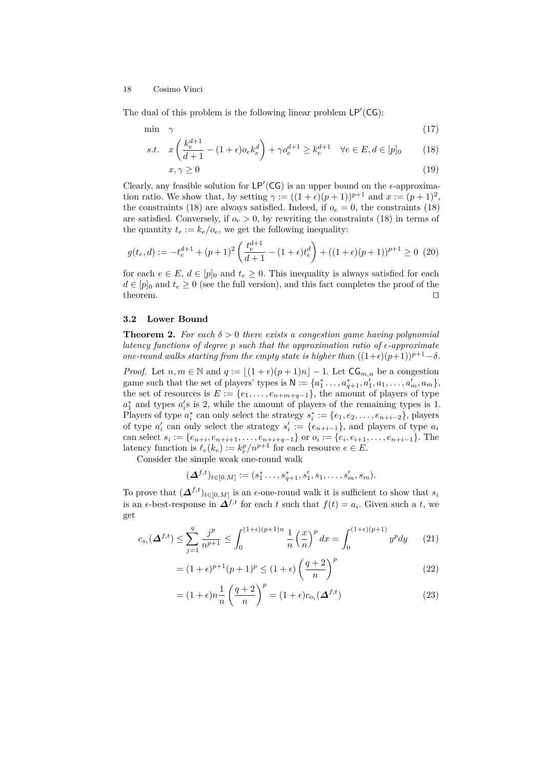The dual of this problem is the following linear problem $\mathsf{LP}'(\mathsf{CG})$:

$$\min \quad \gamma \tag{17}$$

$$s.t. \quad x\left(\frac{k_e^{d+1}}{d+1} - (1+\epsilon)o_e k_e^d\right) + \gamma o_e^{d+1} \geq k_e^{d+1} \quad \forall e \in E, d \in [p]_0 \tag{18}$$

$$x, \gamma \geq 0 \tag{19}$$

Clearly, any feasible solution for $\mathsf{LP}'(\mathsf{CG})$ is an upper bound on the $\epsilon$-approximation ratio. We show that, by setting $\gamma := ((1+\epsilon)(p+1))^{p+1}$ and $x := (p+1)^2$, the constraints (18) are always satisfied. Indeed, if $o_e = 0$, the constraints (18) are satisfied. Conversely, if $o_e > 0$, by rewriting the constraints (18) in terms of the quantity $t_e := k_e/o_e$, we get the following inequality:

$$g(t_e, d) := -t_e^{d+1} + (p+1)^2\left(\frac{t_e^{d+1}}{d+1} - (1+\epsilon)t_e^d\right) + ((1+\epsilon)(p+1))^{p+1} \geq 0 \tag{20}$$

for each $e \in E$, $d \in [p]_0$ and $t_e \geq 0$. This inequality is always satisfied for each $d \in [p]_0$ and $t_e \geq 0$ (see the full version), and this fact completes the proof of the theorem. □

### 3.2 Lower Bound

**Theorem 2.** *For each $\delta > 0$ there exists a congestion game having polynomial latency functions of degree $p$ such that the approximation ratio of $\epsilon$-approximate one-round walks starting from the empty state is higher than $((1+\epsilon)(p+1))^{p+1} - \delta$.*

*Proof.* Let $n, m \in \mathbb{N}$ and $q := \lfloor (1+\epsilon)(p+1)n \rfloor - 1$. Let $\mathsf{CG}_{m,n}$ be a congestion game such that the set of players' types is $\mathsf{N} := \{a_1^* \ldots, a_{q+1}^*, a_1', a_1, \ldots, a_m', a_m\}$, the set of resources is $E := \{e_1, \ldots, e_{n+m+q-1}\}$, the amount of players of type $a_1^*$ and types $a_i'$s is 2, while the amount of players of the remaining types is 1. Players of type $a_i^*$ can only select the strategy $s_i^* := \{e_1, e_2, \ldots, e_{n+i-2}\}$, players of type $a_i'$ can only select the strategy $s_i' := \{e_{n+i-1}\}$, and players of type $a_i$ can select $s_i := \{e_{n+i}, e_{n+i+1}, \ldots, e_{n+i+q-1}\}$ or $o_i := \{e_i, e_{i+1}, \ldots, e_{n+i-1}\}$. The latency function is $\ell_e(k_e) := k_e^p/n^{p+1}$ for each resource $e \in E$.

Consider the simple weak one-round walk

$$(\boldsymbol{\Delta}^{f,t})_{t\in[0,M]} := (s_1^* \ldots, s_{q+1}^*, s_1', s_1, \ldots, s_m', s_m).$$

To prove that $(\boldsymbol{\Delta}^{f,t})_{t\in[0,M]}$ is an $\epsilon$-one-round walk it is sufficient to show that $s_i$ is an $\epsilon$-best-response in $\boldsymbol{\Delta}^{f,t}$ for each $t$ such that $f(t) = a_i$. Given such a $t$, we get

$$c_{s_i}(\boldsymbol{\Delta}^{f,t}) \leq \sum_{j=1}^{q} \frac{j^p}{n^{p+1}} \leq \int_0^{(1+\epsilon)(p+1)n} \frac{1}{n}\left(\frac{x}{n}\right)^p dx = \int_0^{(1+\epsilon)(p+1)} y^p dy \tag{21}$$

$$= (1+\epsilon)^{p+1}(p+1)^p \leq (1+\epsilon)\left(\frac{q+2}{n}\right)^p \tag{22}$$

$$= (1+\epsilon)n\frac{1}{n}\left(\frac{q+2}{n}\right)^p = (1+\epsilon)c_{o_i}(\boldsymbol{\Delta}^{f,t}) \tag{23}$$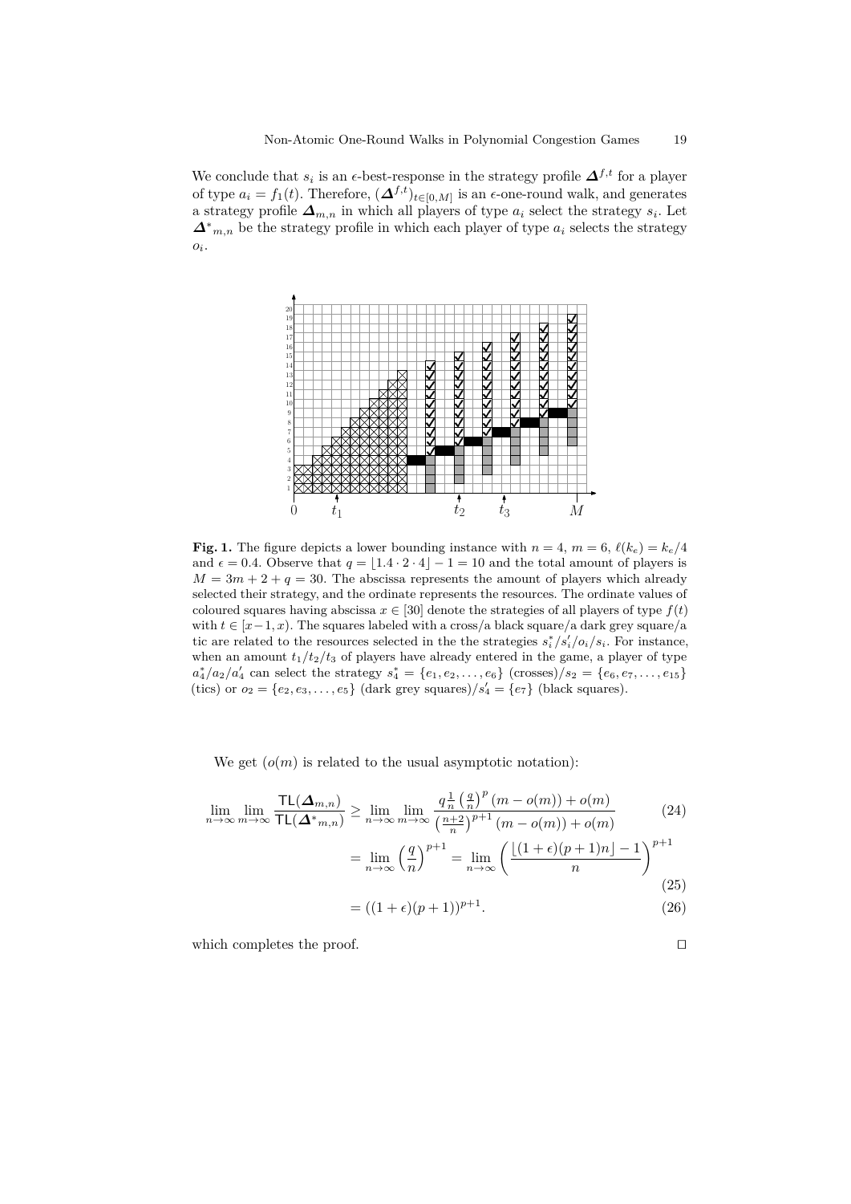We conclude that $s_i$ is an $\epsilon$-best-response in the strategy profile $\boldsymbol{\Delta}^{f,t}$ for a player of type $a_i = f_1(t)$. Therefore, $(\boldsymbol{\Delta}^{f,t})_{t\in[0,M]}$ is an $\epsilon$-one-round walk, and generates a strategy profile $\boldsymbol{\Delta}_{m,n}$ in which all players of type $a_i$ select the strategy $s_i$. Let $\boldsymbol{\Delta}^*{}_{m,n}$ be the strategy profile in which each player of type $a_i$ selects the strategy $o_i$.

**Fig. 1.** The figure depicts a lower bounding instance with $n = 4$, $m = 6$, $\ell(k_e) = k_e/4$ and $\epsilon = 0.4$. Observe that $q = \lfloor 1.4 \cdot 2 \cdot 4 \rfloor - 1 = 10$ and the total amount of players is $M = 3m + 2 + q = 30$. The abscissa represents the amount of players which already selected their strategy, and the ordinate represents the resources. The ordinate values of coloured squares having abscissa $x \in [30]$ denote the strategies of all players of type $f(t)$ with $t \in [x-1, x)$. The squares labeled with a cross/a black square/a dark grey square/a tic are related to the resources selected in the the strategies $s_i^*/s_i'/o_i/s_i$. For instance, when an amount $t_1/t_2/t_3$ of players have already entered in the game, a player of type $a_4^*/a_2/a_4'$ can select the strategy $s_4^* = \{e_1, e_2, \ldots, e_6\}$ (crosses)/$s_2 = \{e_6, e_7, \ldots, e_{15}\}$ (tics) or $o_2 = \{e_2, e_3, \ldots, e_5\}$ (dark grey squares)/$s_4' = \{e_7\}$ (black squares).

We get ($o(m)$ is related to the usual asymptotic notation):

$$\lim_{n\to\infty}\lim_{m\to\infty}\frac{\mathsf{TL}(\boldsymbol{\Delta}_{m,n})}{\mathsf{TL}(\boldsymbol{\Delta}^*{}_{m,n})} \geq \lim_{n\to\infty}\lim_{m\to\infty}\frac{q\frac{1}{n}\left(\frac{q}{n}\right)^p(m-o(m))+o(m)}{\left(\frac{n+2}{n}\right)^{p+1}(m-o(m))+o(m)} \tag{24}$$

$$= \lim_{n\to\infty}\left(\frac{q}{n}\right)^{p+1} = \lim_{n\to\infty}\left(\frac{\lfloor(1+\epsilon)(p+1)n\rfloor-1}{n}\right)^{p+1} \tag{25}$$

$$= ((1+\epsilon)(p+1))^{p+1}. \tag{26}$$

which completes the proof. $\square$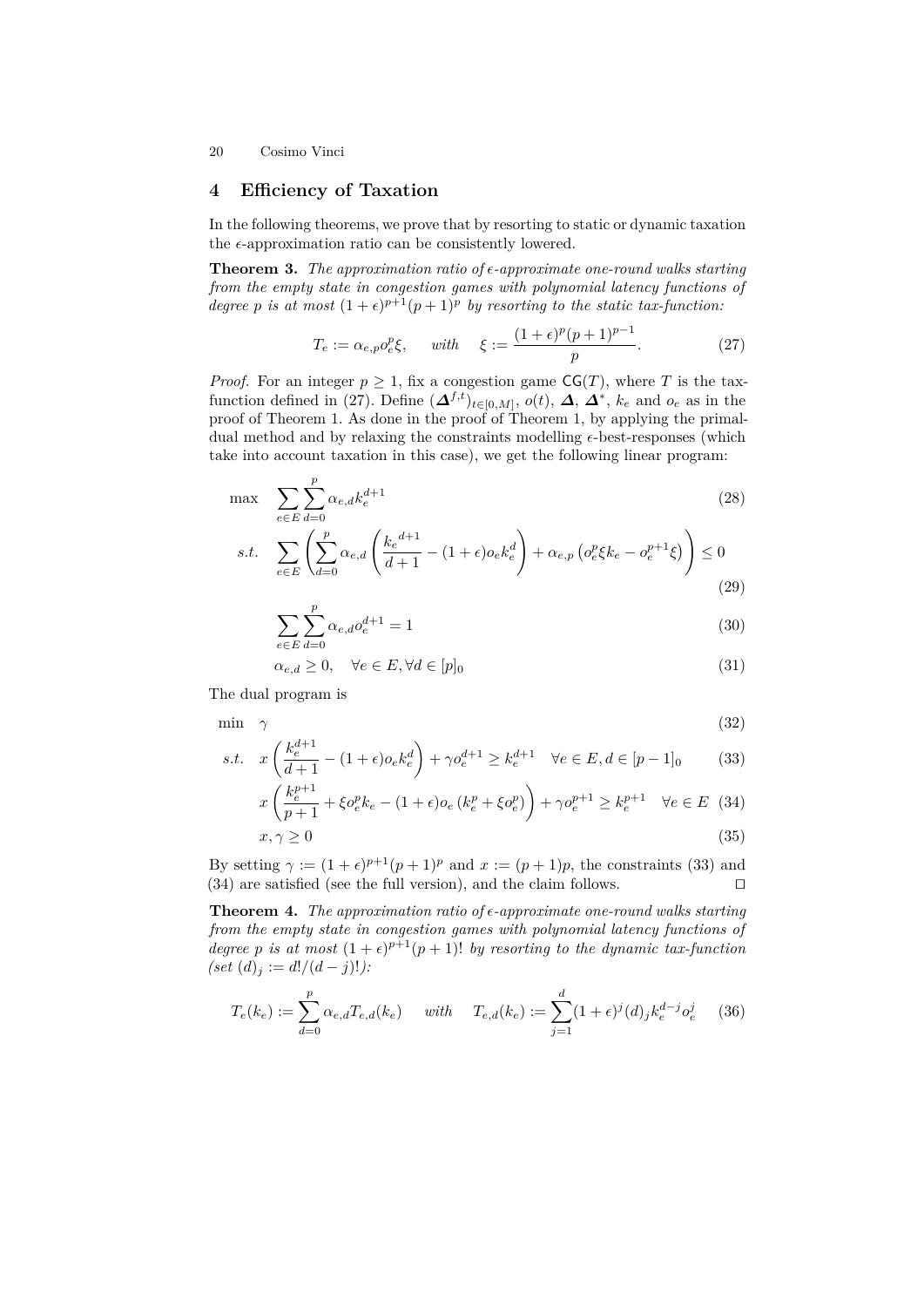## 4 Efficiency of Taxation

In the following theorems, we prove that by resorting to static or dynamic taxation the $\epsilon$-approximation ratio can be consistently lowered.

**Theorem 3.** *The approximation ratio of $\epsilon$-approximate one-round walks starting from the empty state in congestion games with polynomial latency functions of degree $p$ is at most $(1+\epsilon)^{p+1}(p+1)^p$ by resorting to the static tax-function:*

$$T_e := \alpha_{e,p} o_e^p \xi, \qquad with \quad \xi := \frac{(1+\epsilon)^p (p+1)^{p-1}}{p}. \tag{27}$$

*Proof.* For an integer $p \geq 1$, fix a congestion game $\mathsf{CG}(T)$, where $T$ is the tax-function defined in (27). Define $(\boldsymbol{\Delta}^{f,t})_{t\in[0,M]}$, $o(t)$, $\boldsymbol{\Delta}$, $\boldsymbol{\Delta}^*$, $k_e$ and $o_e$ as in the proof of Theorem 1. As done in the proof of Theorem 1, by applying the primal-dual method and by relaxing the constraints modelling $\epsilon$-best-responses (which take into account taxation in this case), we get the following linear program:

$$\max \quad \sum_{e\in E}\sum_{d=0}^{p} \alpha_{e,d} k_e^{d+1} \tag{28}$$

$$s.t. \quad \sum_{e\in E}\left(\sum_{d=0}^{p} \alpha_{e,d}\left(\frac{{k_e}^{d+1}}{d+1} - (1+\epsilon) o_e k_e^d\right) + \alpha_{e,p}\left(o_e^p \xi k_e - o_e^{p+1}\xi\right)\right) \leq 0 \tag{29}$$

$$\sum_{e\in E}\sum_{d=0}^{p} \alpha_{e,d} o_e^{d+1} = 1 \tag{30}$$

$$\alpha_{e,d} \geq 0, \quad \forall e \in E, \forall d \in [p]_0 \tag{31}$$

The dual program is

$$\min \quad \gamma \tag{32}$$

$$s.t. \quad x\left(\frac{k_e^{d+1}}{d+1} - (1+\epsilon) o_e k_e^d\right) + \gamma o_e^{d+1} \geq k_e^{d+1} \quad \forall e \in E, d \in [p-1]_0 \tag{33}$$

$$x\left(\frac{k_e^{p+1}}{p+1} + \xi o_e^p k_e - (1+\epsilon) o_e\left(k_e^p + \xi o_e^p\right)\right) + \gamma o_e^{p+1} \geq k_e^{p+1} \quad \forall e \in E \tag{34}$$

$$x, \gamma \geq 0 \tag{35}$$

By setting $\gamma := (1+\epsilon)^{p+1}(p+1)^p$ and $x := (p+1)p$, the constraints (33) and (34) are satisfied (see the full version), and the claim follows. ⊓⊔

**Theorem 4.** *The approximation ratio of $\epsilon$-approximate one-round walks starting from the empty state in congestion games with polynomial latency functions of degree $p$ is at most $(1+\epsilon)^{p+1}(p+1)!$ by resorting to the dynamic tax-function (set $(d)_j := d!/(d-j)!$):*

$$T_e(k_e) := \sum_{d=0}^{p} \alpha_{e,d} T_{e,d}(k_e) \qquad with \quad T_{e,d}(k_e) := \sum_{j=1}^{d} (1+\epsilon)^j (d)_j k_e^{d-j} o_e^j \tag{36}$$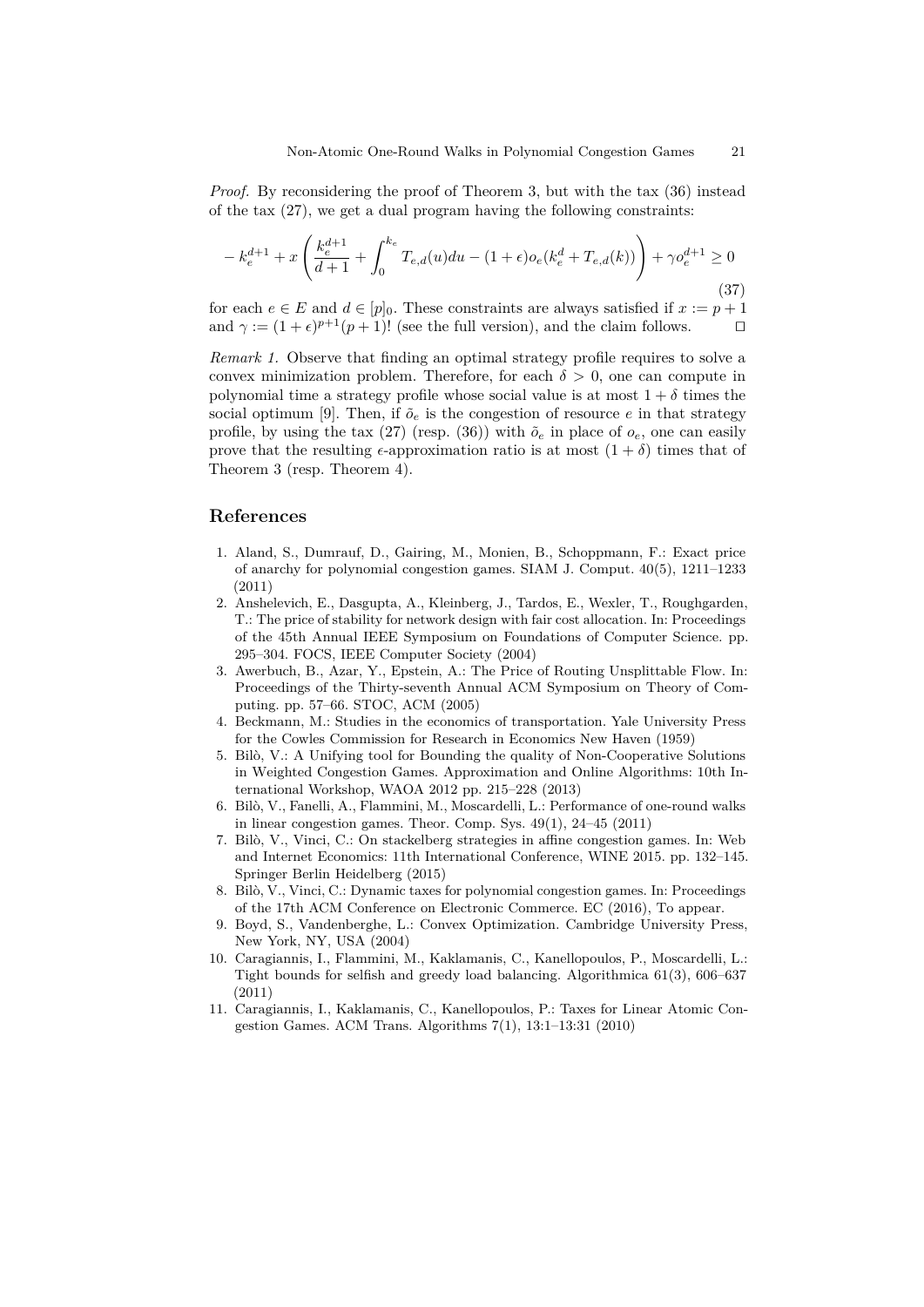*Proof.* By reconsidering the proof of Theorem 3, but with the tax (36) instead of the tax (27), we get a dual program having the following constraints:

$$-k_e^{d+1} + x\left(\frac{k_e^{d+1}}{d+1} + \int_0^{k_e} T_{e,d}(u)du - (1+\epsilon)o_e(k_e^d + T_{e,d}(k))\right) + \gamma o_e^{d+1} \geq 0 \tag{37}$$

for each $e \in E$ and $d \in [p]_0$. These constraints are always satisfied if $x := p+1$ and $\gamma := (1+\epsilon)^{p+1}(p+1)!$ (see the full version), and the claim follows. ◻

*Remark 1.* Observe that finding an optimal strategy profile requires to solve a convex minimization problem. Therefore, for each $\delta > 0$, one can compute in polynomial time a strategy profile whose social value is at most $1+\delta$ times the social optimum [9]. Then, if $\tilde{o}_e$ is the congestion of resource $e$ in that strategy profile, by using the tax (27) (resp. (36)) with $\tilde{o}_e$ in place of $o_e$, one can easily prove that the resulting $\epsilon$-approximation ratio is at most $(1+\delta)$ times that of Theorem 3 (resp. Theorem 4).

## References

1. Aland, S., Dumrauf, D., Gairing, M., Monien, B., Schoppmann, F.: Exact price of anarchy for polynomial congestion games. SIAM J. Comput. 40(5), 1211–1233 (2011)
2. Anshelevich, E., Dasgupta, A., Kleinberg, J., Tardos, E., Wexler, T., Roughgarden, T.: The price of stability for network design with fair cost allocation. In: Proceedings of the 45th Annual IEEE Symposium on Foundations of Computer Science. pp. 295–304. FOCS, IEEE Computer Society (2004)
3. Awerbuch, B., Azar, Y., Epstein, A.: The Price of Routing Unsplittable Flow. In: Proceedings of the Thirty-seventh Annual ACM Symposium on Theory of Computing. pp. 57–66. STOC, ACM (2005)
4. Beckmann, M.: Studies in the economics of transportation. Yale University Press for the Cowles Commission for Research in Economics New Haven (1959)
5. Bilò, V.: A Unifying tool for Bounding the quality of Non-Cooperative Solutions in Weighted Congestion Games. Approximation and Online Algorithms: 10th International Workshop, WAOA 2012 pp. 215–228 (2013)
6. Bilò, V., Fanelli, A., Flammini, M., Moscardelli, L.: Performance of one-round walks in linear congestion games. Theor. Comp. Sys. 49(1), 24–45 (2011)
7. Bilò, V., Vinci, C.: On stackelberg strategies in affine congestion games. In: Web and Internet Economics: 11th International Conference, WINE 2015. pp. 132–145. Springer Berlin Heidelberg (2015)
8. Bilò, V., Vinci, C.: Dynamic taxes for polynomial congestion games. In: Proceedings of the 17th ACM Conference on Electronic Commerce. EC (2016), To appear.
9. Boyd, S., Vandenberghe, L.: Convex Optimization. Cambridge University Press, New York, NY, USA (2004)
10. Caragiannis, I., Flammini, M., Kaklamanis, C., Kanellopoulos, P., Moscardelli, L.: Tight bounds for selfish and greedy load balancing. Algorithmica 61(3), 606–637 (2011)
11. Caragiannis, I., Kaklamanis, C., Kanellopoulos, P.: Taxes for Linear Atomic Congestion Games. ACM Trans. Algorithms 7(1), 13:1–13:31 (2010)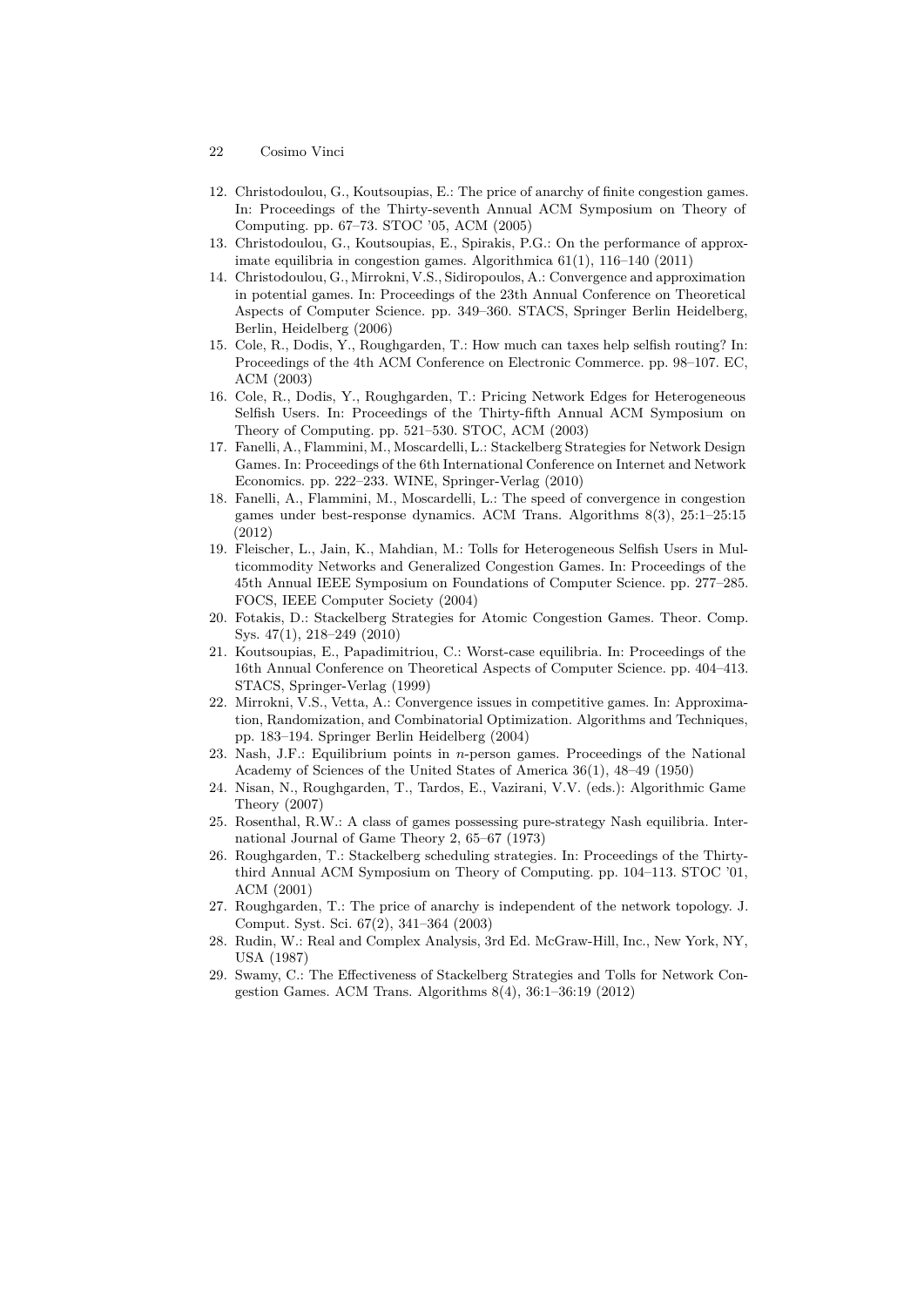12. Christodoulou, G., Koutsoupias, E.: The price of anarchy of finite congestion games. In: Proceedings of the Thirty-seventh Annual ACM Symposium on Theory of Computing. pp. 67–73. STOC '05, ACM (2005)
13. Christodoulou, G., Koutsoupias, E., Spirakis, P.G.: On the performance of approximate equilibria in congestion games. Algorithmica 61(1), 116–140 (2011)
14. Christodoulou, G., Mirrokni, V.S., Sidiropoulos, A.: Convergence and approximation in potential games. In: Proceedings of the 23th Annual Conference on Theoretical Aspects of Computer Science. pp. 349–360. STACS, Springer Berlin Heidelberg, Berlin, Heidelberg (2006)
15. Cole, R., Dodis, Y., Roughgarden, T.: How much can taxes help selfish routing? In: Proceedings of the 4th ACM Conference on Electronic Commerce. pp. 98–107. EC, ACM (2003)
16. Cole, R., Dodis, Y., Roughgarden, T.: Pricing Network Edges for Heterogeneous Selfish Users. In: Proceedings of the Thirty-fifth Annual ACM Symposium on Theory of Computing. pp. 521–530. STOC, ACM (2003)
17. Fanelli, A., Flammini, M., Moscardelli, L.: Stackelberg Strategies for Network Design Games. In: Proceedings of the 6th International Conference on Internet and Network Economics. pp. 222–233. WINE, Springer-Verlag (2010)
18. Fanelli, A., Flammini, M., Moscardelli, L.: The speed of convergence in congestion games under best-response dynamics. ACM Trans. Algorithms 8(3), 25:1–25:15 (2012)
19. Fleischer, L., Jain, K., Mahdian, M.: Tolls for Heterogeneous Selfish Users in Multicommodity Networks and Generalized Congestion Games. In: Proceedings of the 45th Annual IEEE Symposium on Foundations of Computer Science. pp. 277–285. FOCS, IEEE Computer Society (2004)
20. Fotakis, D.: Stackelberg Strategies for Atomic Congestion Games. Theor. Comp. Sys. 47(1), 218–249 (2010)
21. Koutsoupias, E., Papadimitriou, C.: Worst-case equilibria. In: Proceedings of the 16th Annual Conference on Theoretical Aspects of Computer Science. pp. 404–413. STACS, Springer-Verlag (1999)
22. Mirrokni, V.S., Vetta, A.: Convergence issues in competitive games. In: Approximation, Randomization, and Combinatorial Optimization. Algorithms and Techniques, pp. 183–194. Springer Berlin Heidelberg (2004)
23. Nash, J.F.: Equilibrium points in $n$-person games. Proceedings of the National Academy of Sciences of the United States of America 36(1), 48–49 (1950)
24. Nisan, N., Roughgarden, T., Tardos, E., Vazirani, V.V. (eds.): Algorithmic Game Theory (2007)
25. Rosenthal, R.W.: A class of games possessing pure-strategy Nash equilibria. International Journal of Game Theory 2, 65–67 (1973)
26. Roughgarden, T.: Stackelberg scheduling strategies. In: Proceedings of the Thirty-third Annual ACM Symposium on Theory of Computing. pp. 104–113. STOC '01, ACM (2001)
27. Roughgarden, T.: The price of anarchy is independent of the network topology. J. Comput. Syst. Sci. 67(2), 341–364 (2003)
28. Rudin, W.: Real and Complex Analysis, 3rd Ed. McGraw-Hill, Inc., New York, NY, USA (1987)
29. Swamy, C.: The Effectiveness of Stackelberg Strategies and Tolls for Network Congestion Games. ACM Trans. Algorithms 8(4), 36:1–36:19 (2012)